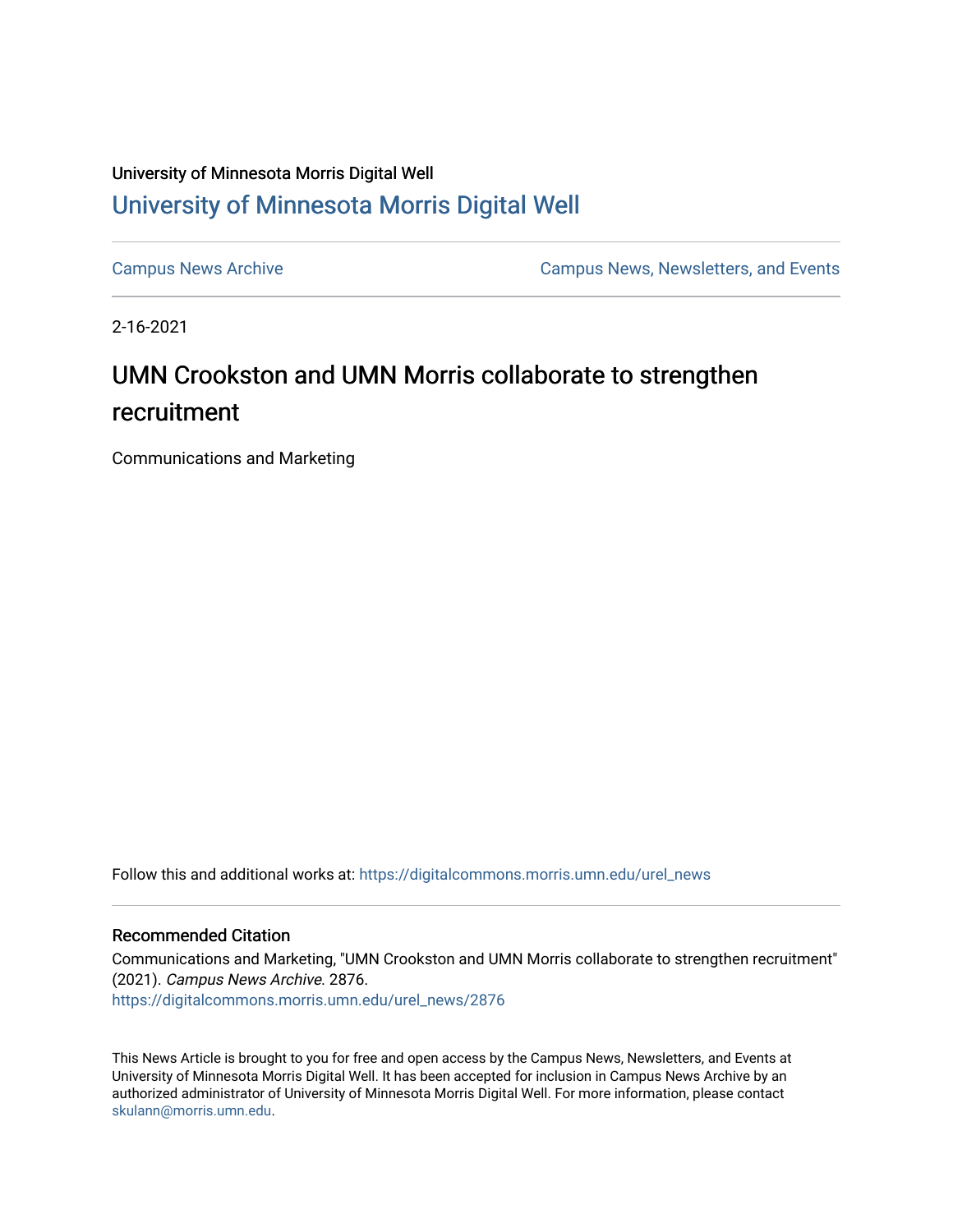University of Minnesota Morris Digital Well

## University of Minnesota Morris Digital Well

Campus News Archive

Campus News, Newsletters, and Events

2-16-2021

# UMN Crookston and UMN Morris collaborate to strengthen recruitment

Communications and Marketing

Follow this and additional works at: https://digitalcommons.morris.umn.edu/urel_news

### Recommended Citation

Communications and Marketing, "UMN Crookston and UMN Morris collaborate to strengthen recruitment" (2021). *Campus News Archive*. 2876.
https://digitalcommons.morris.umn.edu/urel_news/2876

This News Article is brought to you for free and open access by the Campus News, Newsletters, and Events at University of Minnesota Morris Digital Well. It has been accepted for inclusion in Campus News Archive by an authorized administrator of University of Minnesota Morris Digital Well. For more information, please contact skulann@morris.umn.edu.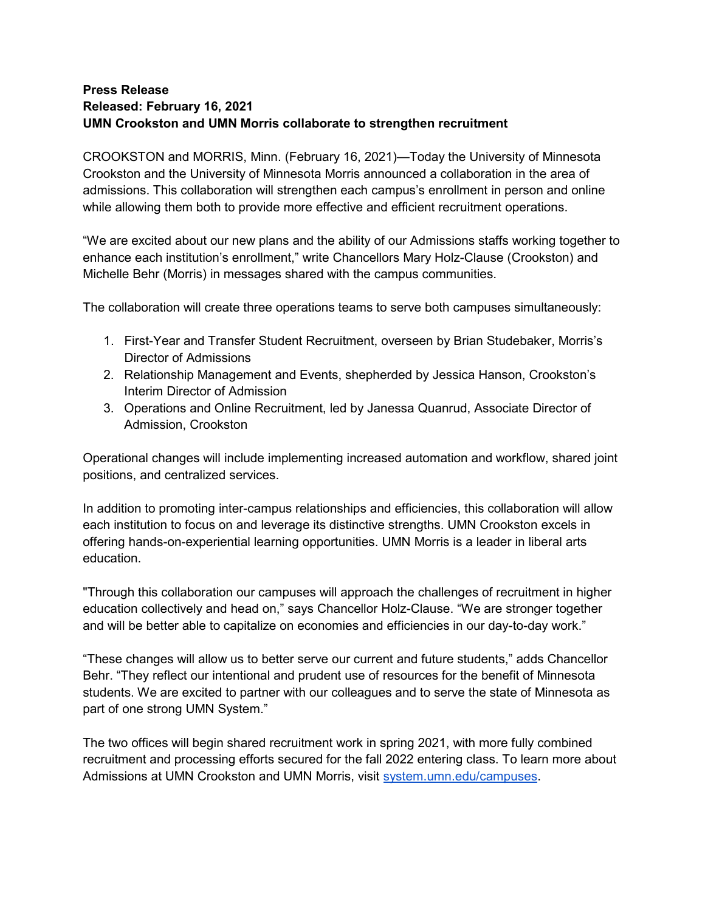**Press Release**
**Released: February 16, 2021**
**UMN Crookston and UMN Morris collaborate to strengthen recruitment**

CROOKSTON and MORRIS, Minn. (February 16, 2021)—Today the University of Minnesota Crookston and the University of Minnesota Morris announced a collaboration in the area of admissions. This collaboration will strengthen each campus's enrollment in person and online while allowing them both to provide more effective and efficient recruitment operations.

"We are excited about our new plans and the ability of our Admissions staffs working together to enhance each institution's enrollment," write Chancellors Mary Holz-Clause (Crookston) and Michelle Behr (Morris) in messages shared with the campus communities.

The collaboration will create three operations teams to serve both campuses simultaneously:

1. First-Year and Transfer Student Recruitment, overseen by Brian Studebaker, Morris's Director of Admissions
2. Relationship Management and Events, shepherded by Jessica Hanson, Crookston's Interim Director of Admission
3. Operations and Online Recruitment, led by Janessa Quanrud, Associate Director of Admission, Crookston

Operational changes will include implementing increased automation and workflow, shared joint positions, and centralized services.

In addition to promoting inter-campus relationships and efficiencies, this collaboration will allow each institution to focus on and leverage its distinctive strengths. UMN Crookston excels in offering hands-on-experiential learning opportunities. UMN Morris is a leader in liberal arts education.

"Through this collaboration our campuses will approach the challenges of recruitment in higher education collectively and head on," says Chancellor Holz-Clause. "We are stronger together and will be better able to capitalize on economies and efficiencies in our day-to-day work."

"These changes will allow us to better serve our current and future students," adds Chancellor Behr. "They reflect our intentional and prudent use of resources for the benefit of Minnesota students. We are excited to partner with our colleagues and to serve the state of Minnesota as part of one strong UMN System."

The two offices will begin shared recruitment work in spring 2021, with more fully combined recruitment and processing efforts secured for the fall 2022 entering class. To learn more about Admissions at UMN Crookston and UMN Morris, visit [system.umn.edu/campuses](system.umn.edu/campuses).